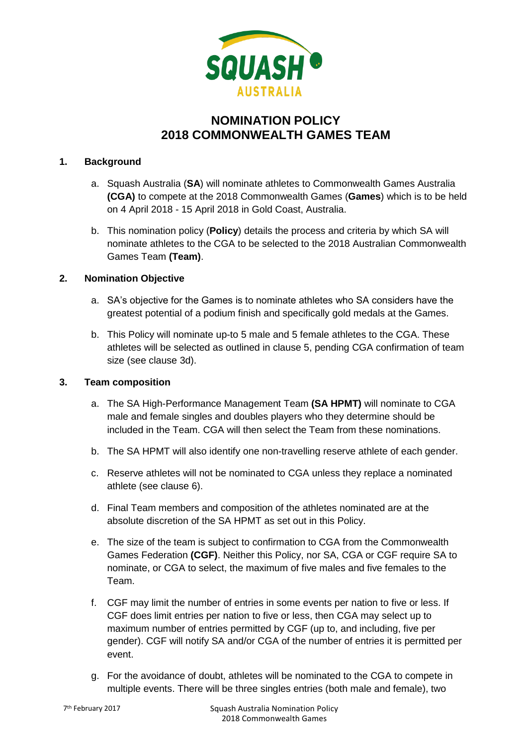# NOMINATION POLICY
# 2018 COMMONWEALTH GAMES TEAM

## 1. Background

a. Squash Australia (**SA**) will nominate athletes to Commonwealth Games Australia **(CGA)** to compete at the 2018 Commonwealth Games (**Games**) which is to be held on 4 April 2018 - 15 April 2018 in Gold Coast, Australia.

b. This nomination policy (**Policy**) details the process and criteria by which SA will nominate athletes to the CGA to be selected to the 2018 Australian Commonwealth Games Team **(Team)**.

## 2. Nomination Objective

a. SA's objective for the Games is to nominate athletes who SA considers have the greatest potential of a podium finish and specifically gold medals at the Games.

b. This Policy will nominate up-to 5 male and 5 female athletes to the CGA. These athletes will be selected as outlined in clause 5, pending CGA confirmation of team size (see clause 3d).

## 3. Team composition

a. The SA High-Performance Management Team **(SA HPMT)** will nominate to CGA male and female singles and doubles players who they determine should be included in the Team. CGA will then select the Team from these nominations.

b. The SA HPMT will also identify one non-travelling reserve athlete of each gender.

c. Reserve athletes will not be nominated to CGA unless they replace a nominated athlete (see clause 6).

d. Final Team members and composition of the athletes nominated are at the absolute discretion of the SA HPMT as set out in this Policy.

e. The size of the team is subject to confirmation to CGA from the Commonwealth Games Federation **(CGF)**. Neither this Policy, nor SA, CGA or CGF require SA to nominate, or CGA to select, the maximum of five males and five females to the Team.

f. CGF may limit the number of entries in some events per nation to five or less. If CGF does limit entries per nation to five or less, then CGA may select up to maximum number of entries permitted by CGF (up to, and including, five per gender). CGF will notify SA and/or CGA of the number of entries it is permitted per event.

g. For the avoidance of doubt, athletes will be nominated to the CGA to compete in multiple events. There will be three singles entries (both male and female), two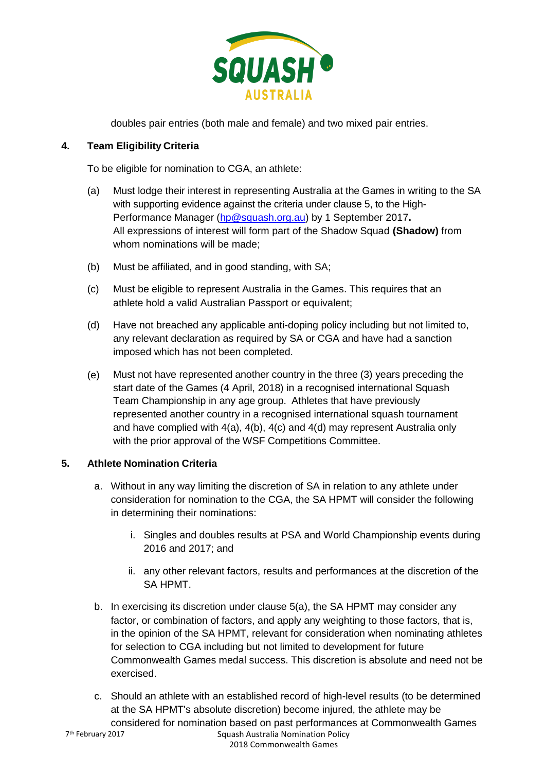doubles pair entries (both male and female) and two mixed pair entries.

## 4. Team Eligibility Criteria

To be eligible for nomination to CGA, an athlete:

(a) Must lodge their interest in representing Australia at the Games in writing to the SA with supporting evidence against the criteria under clause 5, to the High-Performance Manager (hp@squash.org.au) by 1 September 2017**.** All expressions of interest will form part of the Shadow Squad **(Shadow)** from whom nominations will be made;

(b) Must be affiliated, and in good standing, with SA;

(c) Must be eligible to represent Australia in the Games. This requires that an athlete hold a valid Australian Passport or equivalent;

(d) Have not breached any applicable anti-doping policy including but not limited to, any relevant declaration as required by SA or CGA and have had a sanction imposed which has not been completed.

(e) Must not have represented another country in the three (3) years preceding the start date of the Games (4 April, 2018) in a recognised international Squash Team Championship in any age group. Athletes that have previously represented another country in a recognised international squash tournament and have complied with 4(a), 4(b), 4(c) and 4(d) may represent Australia only with the prior approval of the WSF Competitions Committee.

## 5. Athlete Nomination Criteria

a. Without in any way limiting the discretion of SA in relation to any athlete under consideration for nomination to the CGA, the SA HPMT will consider the following in determining their nominations:

   i. Singles and doubles results at PSA and World Championship events during 2016 and 2017; and

   ii. any other relevant factors, results and performances at the discretion of the SA HPMT.

b. In exercising its discretion under clause 5(a), the SA HPMT may consider any factor, or combination of factors, and apply any weighting to those factors, that is, in the opinion of the SA HPMT, relevant for consideration when nominating athletes for selection to CGA including but not limited to development for future Commonwealth Games medal success. This discretion is absolute and need not be exercised.

c. Should an athlete with an established record of high-level results (to be determined at the SA HPMT's absolute discretion) become injured, the athlete may be considered for nomination based on past performances at Commonwealth Games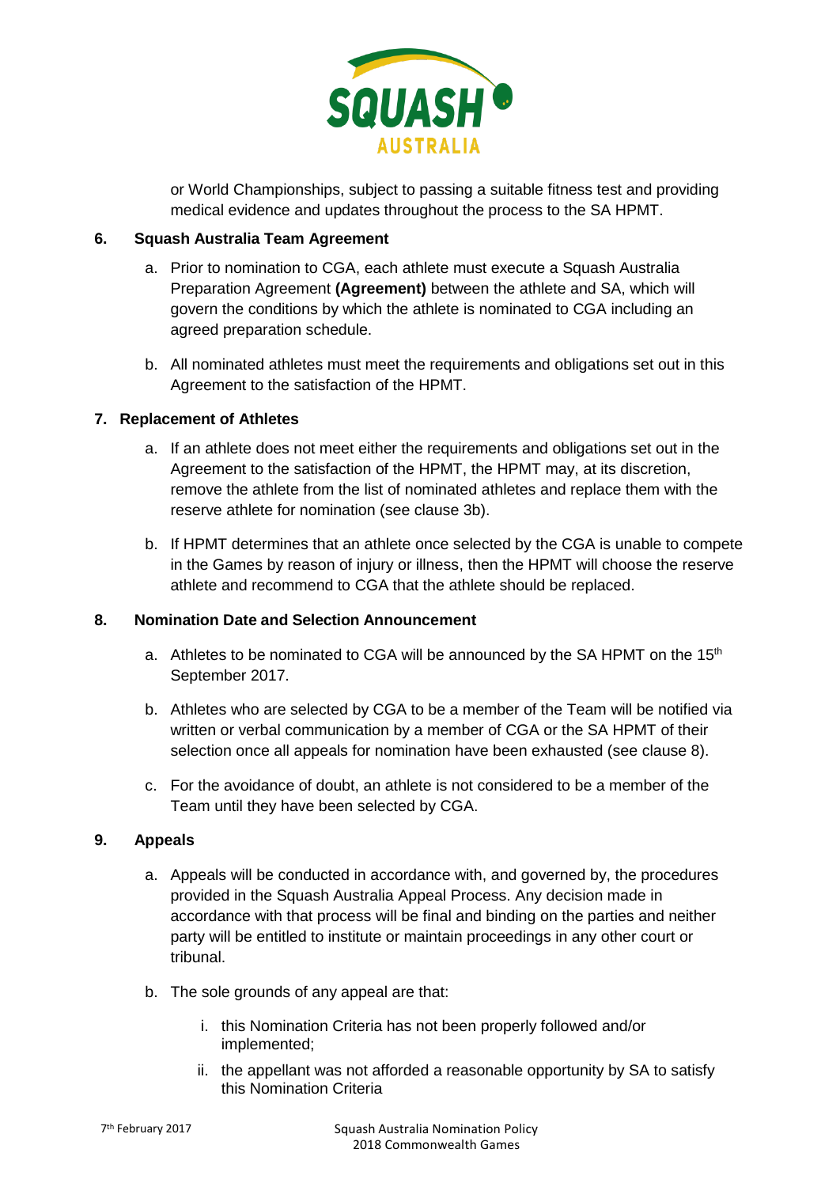or World Championships, subject to passing a suitable fitness test and providing medical evidence and updates throughout the process to the SA HPMT.

## 6. Squash Australia Team Agreement

a. Prior to nomination to CGA, each athlete must execute a Squash Australia Preparation Agreement **(Agreement)** between the athlete and SA, which will govern the conditions by which the athlete is nominated to CGA including an agreed preparation schedule.

b. All nominated athletes must meet the requirements and obligations set out in this Agreement to the satisfaction of the HPMT.

## 7. Replacement of Athletes

a. If an athlete does not meet either the requirements and obligations set out in the Agreement to the satisfaction of the HPMT, the HPMT may, at its discretion, remove the athlete from the list of nominated athletes and replace them with the reserve athlete for nomination (see clause 3b).

b. If HPMT determines that an athlete once selected by the CGA is unable to compete in the Games by reason of injury or illness, then the HPMT will choose the reserve athlete and recommend to CGA that the athlete should be replaced.

## 8. Nomination Date and Selection Announcement

a. Athletes to be nominated to CGA will be announced by the SA HPMT on the 15th September 2017.

b. Athletes who are selected by CGA to be a member of the Team will be notified via written or verbal communication by a member of CGA or the SA HPMT of their selection once all appeals for nomination have been exhausted (see clause 8).

c. For the avoidance of doubt, an athlete is not considered to be a member of the Team until they have been selected by CGA.

## 9. Appeals

a. Appeals will be conducted in accordance with, and governed by, the procedures provided in the Squash Australia Appeal Process. Any decision made in accordance with that process will be final and binding on the parties and neither party will be entitled to institute or maintain proceedings in any other court or tribunal.

b. The sole grounds of any appeal are that:

   i. this Nomination Criteria has not been properly followed and/or implemented;

   ii. the appellant was not afforded a reasonable opportunity by SA to satisfy this Nomination Criteria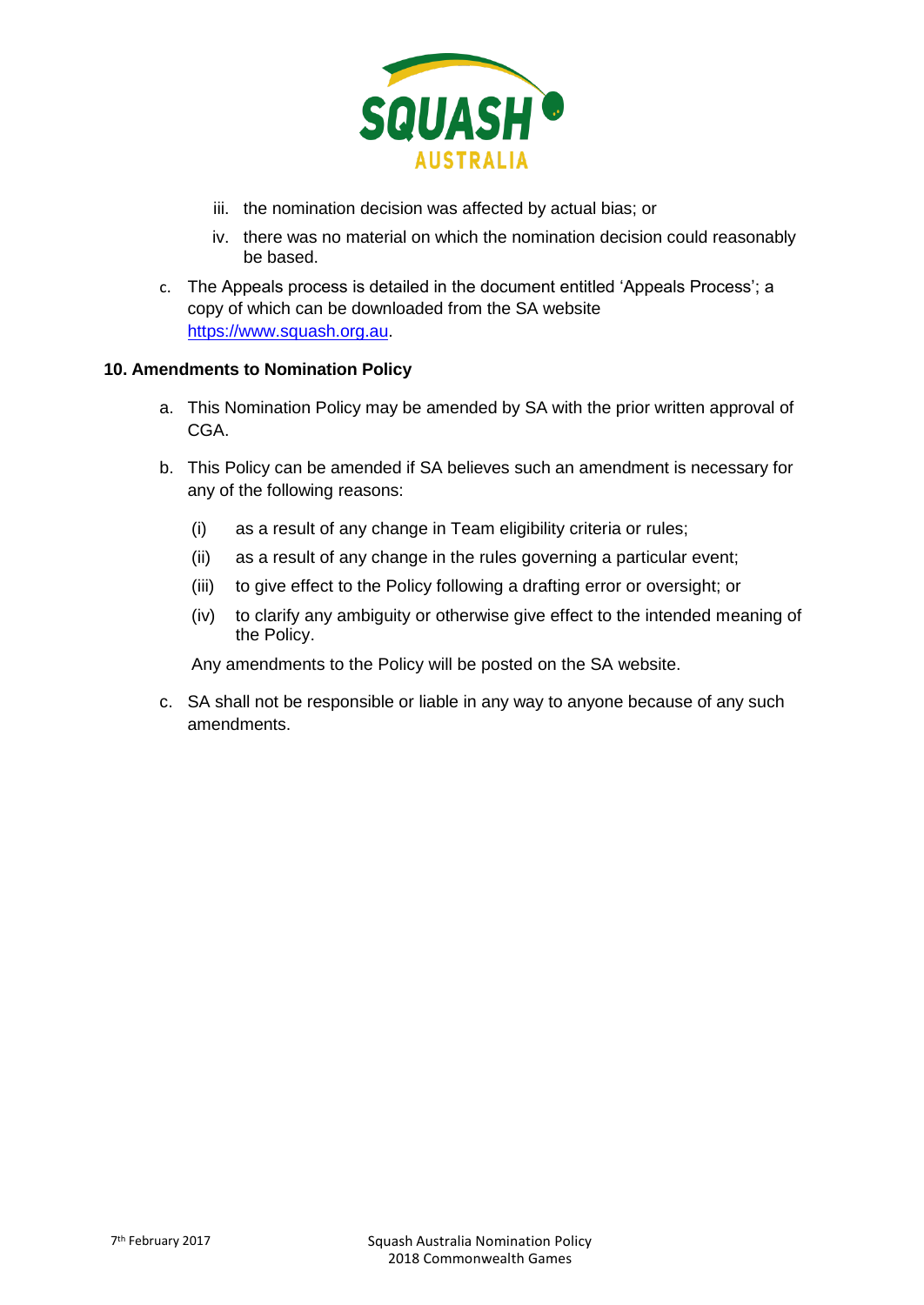iii. the nomination decision was affected by actual bias; or

iv. there was no material on which the nomination decision could reasonably be based.

c. The Appeals process is detailed in the document entitled 'Appeals Process'; a copy of which can be downloaded from the SA website https://www.squash.org.au.

**10. Amendments to Nomination Policy**

a. This Nomination Policy may be amended by SA with the prior written approval of CGA.

b. This Policy can be amended if SA believes such an amendment is necessary for any of the following reasons:

(i) as a result of any change in Team eligibility criteria or rules;

(ii) as a result of any change in the rules governing a particular event;

(iii) to give effect to the Policy following a drafting error or oversight; or

(iv) to clarify any ambiguity or otherwise give effect to the intended meaning of the Policy.

Any amendments to the Policy will be posted on the SA website.

c. SA shall not be responsible or liable in any way to anyone because of any such amendments.